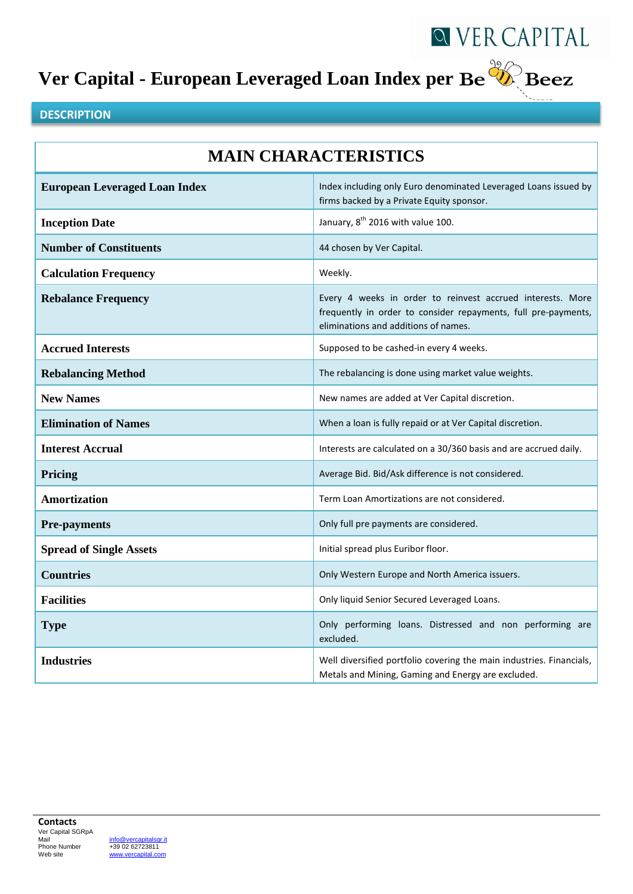VER CAPITAL

# Ver Capital - European Leveraged Loan Index per BeBeez

## DESCRIPTION

| MAIN CHARACTERISTICS | |
|---|---|
| **European Leveraged Loan Index** | Index including only Euro denominated Leveraged Loans issued by firms backed by a Private Equity sponsor. |
| **Inception Date** | January, 8th 2016 with value 100. |
| **Number of Constituents** | 44 chosen by Ver Capital. |
| **Calculation Frequency** | Weekly. |
| **Rebalance Frequency** | Every 4 weeks in order to reinvest accrued interests. More frequently in order to consider repayments, full pre-payments, eliminations and additions of names. |
| **Accrued Interests** | Supposed to be cashed-in every 4 weeks. |
| **Rebalancing Method** | The rebalancing is done using market value weights. |
| **New Names** | New names are added at Ver Capital discretion. |
| **Elimination of Names** | When a loan is fully repaid or at Ver Capital discretion. |
| **Interest Accrual** | Interests are calculated on a 30/360 basis and are accrued daily. |
| **Pricing** | Average Bid. Bid/Ask difference is not considered. |
| **Amortization** | Term Loan Amortizations are not considered. |
| **Pre-payments** | Only full pre payments are considered. |
| **Spread of Single Assets** | Initial spread plus Euribor floor. |
| **Countries** | Only Western Europe and North America issuers. |
| **Facilities** | Only liquid Senior Secured Leveraged Loans. |
| **Type** | Only performing loans. Distressed and non performing are excluded. |
| **Industries** | Well diversified portfolio covering the main industries. Financials, Metals and Mining, Gaming and Energy are excluded. |

**Contacts**

Ver Capital SGRpA

| | |
|---|---|
| Mail | info@vercapitalsgr.it |
| Phone Number | +39 02 62723811 |
| Web site | www.vercapital.com |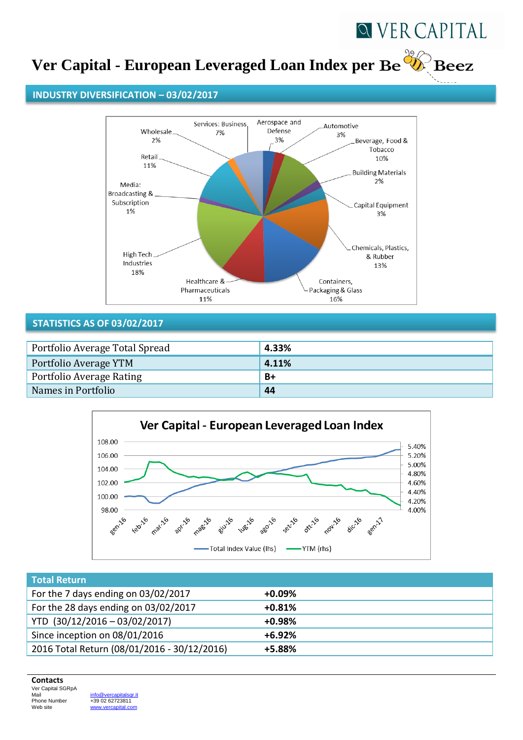VER CAPITAL

# Ver Capital - European Leveraged Loan Index per Be Beez

## INDUSTRY DIVERSIFICATION – 03/02/2017

Services: Business 7%
Aerospace and Defense 3%
Automotive 3%
Beverage, Food & Tobacco 10%
Building Materials 2%
Capital Equipment 3%
Chemicals, Plastics, & Rubber 13%
Containers, Packaging & Glass 16%
Healthcare & Pharmaceuticals 11%
High Tech Industries 18%
Media: Broadcasting & Subscription 1%
Retail 11%
Wholesale 2%

## STATISTICS AS OF 03/02/2017

| | |
|---|---|
| Portfolio Average Total Spread | **4.33%** |
| Portfolio Average YTM | **4.11%** |
| Portfolio Average Rating | **B+** |
| Names in Portfolio | **44** |

**Ver Capital - European Leveraged Loan Index**

Total Index Value (lhs) — YTM (rhs)

gen-16, feb-16, mar-16, apr-16, mag-16, giu-16, lug-16, ago-16, set-16, ott-16, nov-16, dic-16, gen-17

| Total Return | |
|---|---|
| For the 7 days ending on 03/02/2017 | **+0.09%** |
| For the 28 days ending on 03/02/2017 | **+0.81%** |
| YTD (30/12/2016 – 03/02/2017) | **+0.98%** |
| Since inception on 08/01/2016 | **+6.92%** |
| 2016 Total Return (08/01/2016 - 30/12/2016) | **+5.88%** |

**Contacts**

Ver Capital SGRpA

| | |
|---|---|
| Mail | info@vercapitalsgr.it |
| Phone Number | +39 02 62723811 |
| Web site | www.vercapital.com |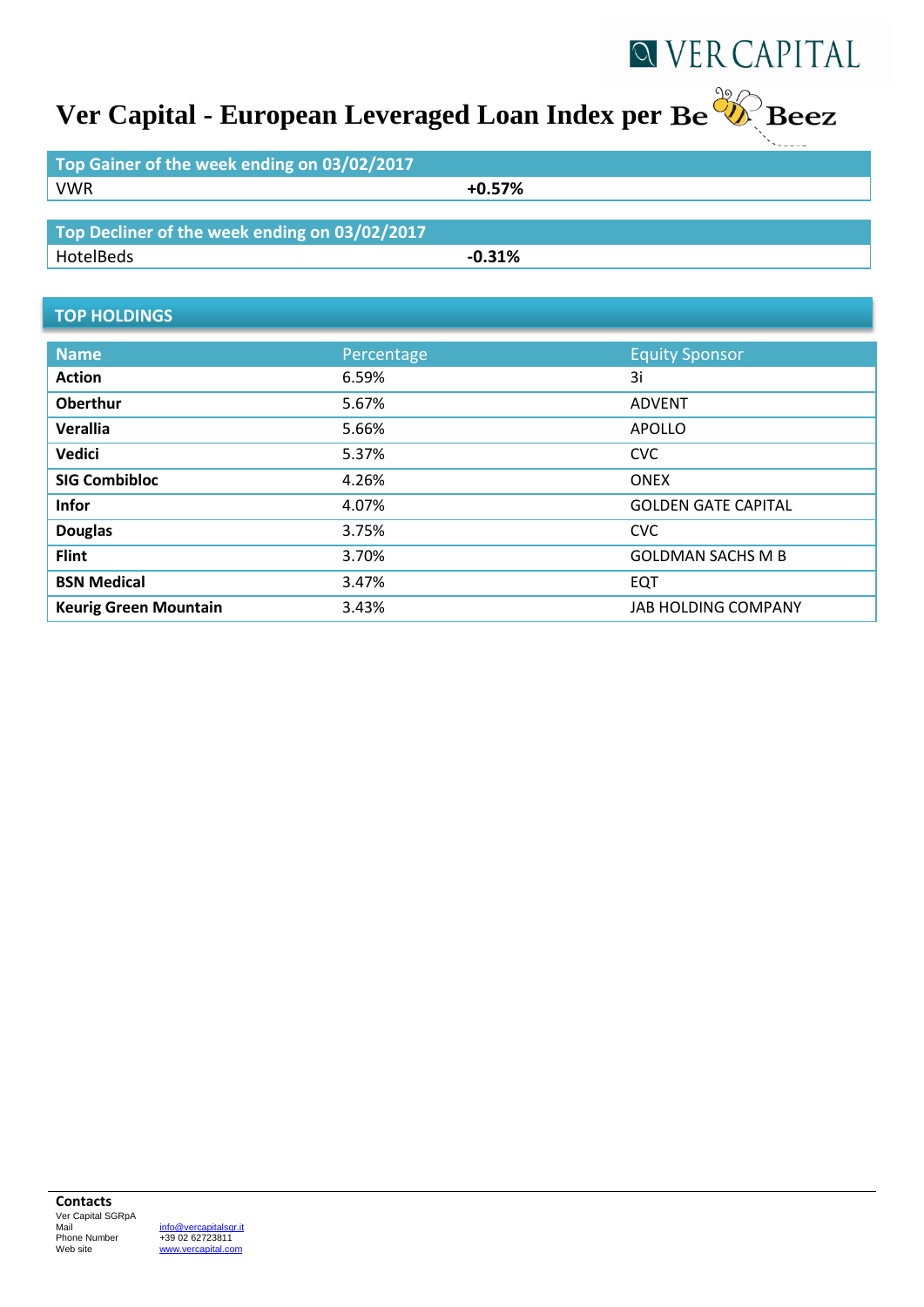VER CAPITAL

# Ver Capital - European Leveraged Loan Index per Be Beez

| Top Gainer of the week ending on 03/02/2017 | |
|---|---|
| VWR | **+0.57%** |

| Top Decliner of the week ending on 03/02/2017 | |
|---|---|
| HotelBeds | **-0.31%** |

## TOP HOLDINGS

| Name | Percentage | Equity Sponsor |
|---|---|---|
| **Action** | 6.59% | 3i |
| **Oberthur** | 5.67% | ADVENT |
| **Verallia** | 5.66% | APOLLO |
| **Vedici** | 5.37% | CVC |
| **SIG Combibloc** | 4.26% | ONEX |
| **Infor** | 4.07% | GOLDEN GATE CAPITAL |
| **Douglas** | 3.75% | CVC |
| **Flint** | 3.70% | GOLDMAN SACHS M B |
| **BSN Medical** | 3.47% | EQT |
| **Keurig Green Mountain** | 3.43% | JAB HOLDING COMPANY |

**Contacts**

Ver Capital SGRpA

| | |
|---|---|
| Mail | info@vercapitalsgr.it |
| Phone Number | +39 02 62723811 |
| Web site | www.vercapital.com |